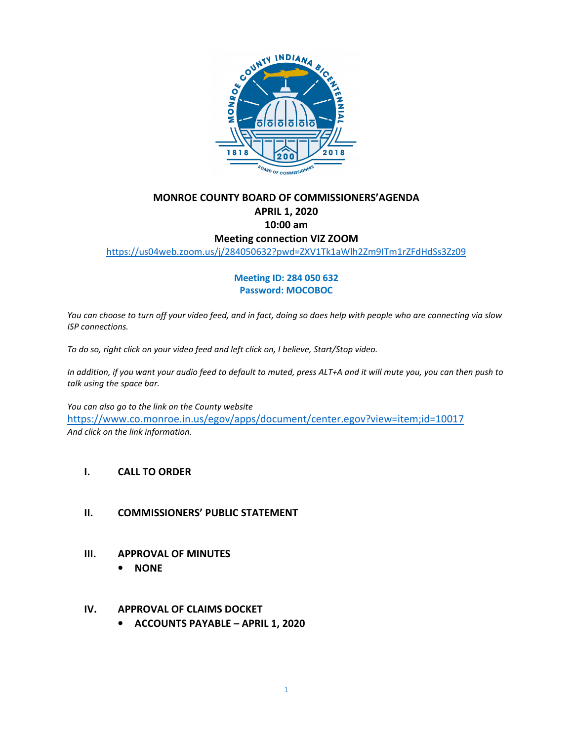# MONROE COUNTY BOARD OF COMMISSIONERS'AGENDA

## APRIL 1, 2020

## 10:00 am

## Meeting connection VIZ ZOOM

https://us04web.zoom.us/j/284050632?pwd=ZXV1Tk1aWlh2Zm9ITm1rZFdHdSs3Zz09

**Meeting ID: 284 050 632**
**Password: MOCOBOC**

*You can choose to turn off your video feed, and in fact, doing so does help with people who are connecting via slow ISP connections.*

*To do so, right click on your video feed and left click on, I believe, Start/Stop video.*

*In addition, if you want your audio feed to default to muted, press ALT+A and it will mute you, you can then push to talk using the space bar.*

*You can also go to the link on the County website*
https://www.co.monroe.in.us/egov/apps/document/center.egov?view=item;id=10017
*And click on the link information.*

**I. CALL TO ORDER**

**II. COMMISSIONERS' PUBLIC STATEMENT**

**III. APPROVAL OF MINUTES**

- **NONE**

**IV. APPROVAL OF CLAIMS DOCKET**

- **ACCOUNTS PAYABLE – APRIL 1, 2020**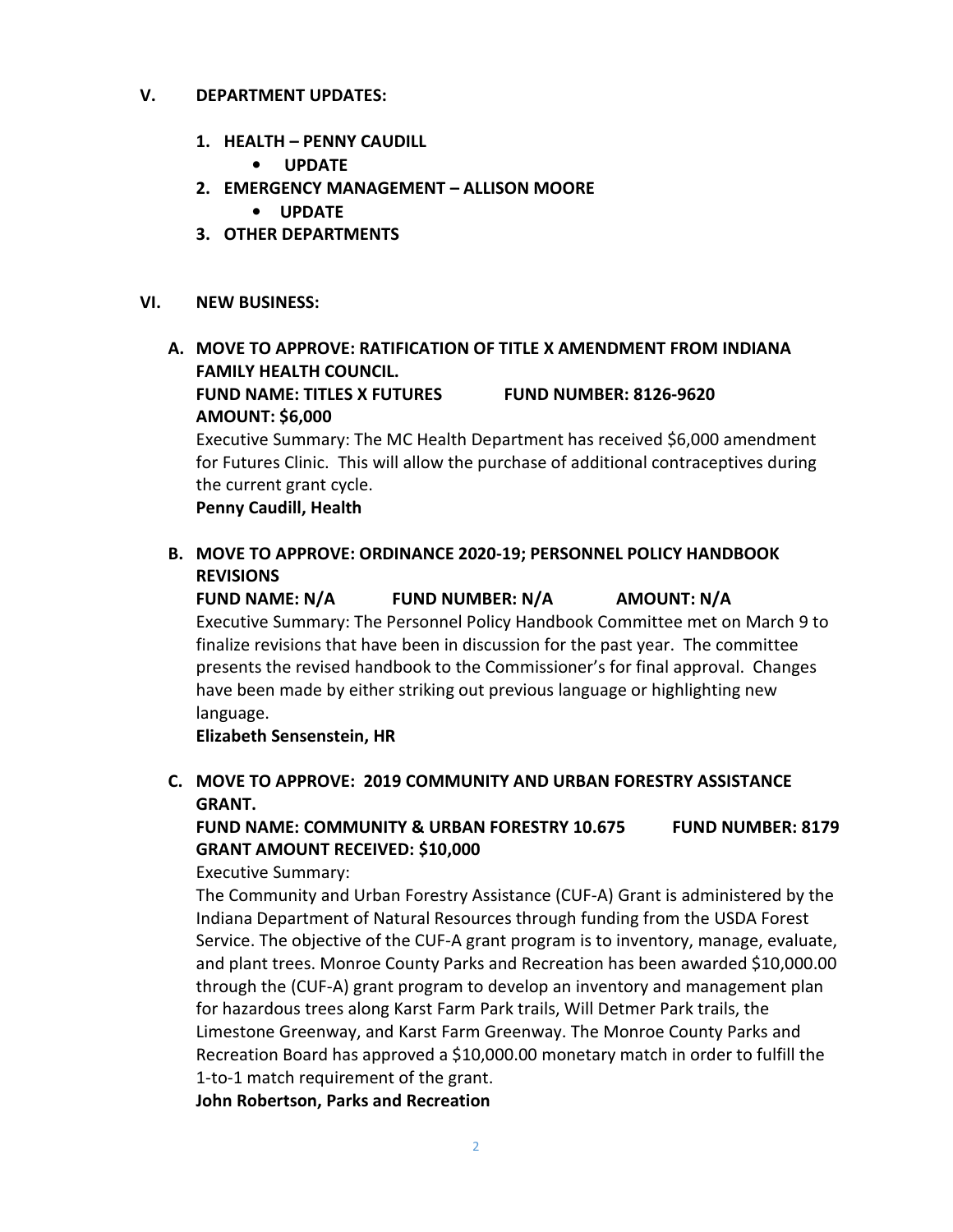## V. DEPARTMENT UPDATES:

1. **HEALTH – PENNY CAUDILL**
   - **UPDATE**
2. **EMERGENCY MANAGEMENT – ALLISON MOORE**
   - **UPDATE**
3. **OTHER DEPARTMENTS**

## VI. NEW BUSINESS:

### A. MOVE TO APPROVE: RATIFICATION OF TITLE X AMENDMENT FROM INDIANA FAMILY HEALTH COUNCIL.

**FUND NAME: TITLES X FUTURES FUND NUMBER: 8126-9620**
**AMOUNT: $6,000**

Executive Summary: The MC Health Department has received $6,000 amendment for Futures Clinic. This will allow the purchase of additional contraceptives during the current grant cycle.

**Penny Caudill, Health**

### B. MOVE TO APPROVE: ORDINANCE 2020-19; PERSONNEL POLICY HANDBOOK REVISIONS

**FUND NAME: N/A FUND NUMBER: N/A AMOUNT: N/A**

Executive Summary: The Personnel Policy Handbook Committee met on March 9 to finalize revisions that have been in discussion for the past year. The committee presents the revised handbook to the Commissioner's for final approval. Changes have been made by either striking out previous language or highlighting new language.

**Elizabeth Sensenstein, HR**

### C. MOVE TO APPROVE: 2019 COMMUNITY AND URBAN FORESTRY ASSISTANCE GRANT.

**FUND NAME: COMMUNITY & URBAN FORESTRY 10.675 FUND NUMBER: 8179**
**GRANT AMOUNT RECEIVED: $10,000**

Executive Summary:

The Community and Urban Forestry Assistance (CUF-A) Grant is administered by the Indiana Department of Natural Resources through funding from the USDA Forest Service. The objective of the CUF-A grant program is to inventory, manage, evaluate, and plant trees. Monroe County Parks and Recreation has been awarded $10,000.00 through the (CUF-A) grant program to develop an inventory and management plan for hazardous trees along Karst Farm Park trails, Will Detmer Park trails, the Limestone Greenway, and Karst Farm Greenway. The Monroe County Parks and Recreation Board has approved a $10,000.00 monetary match in order to fulfill the 1-to-1 match requirement of the grant.

**John Robertson, Parks and Recreation**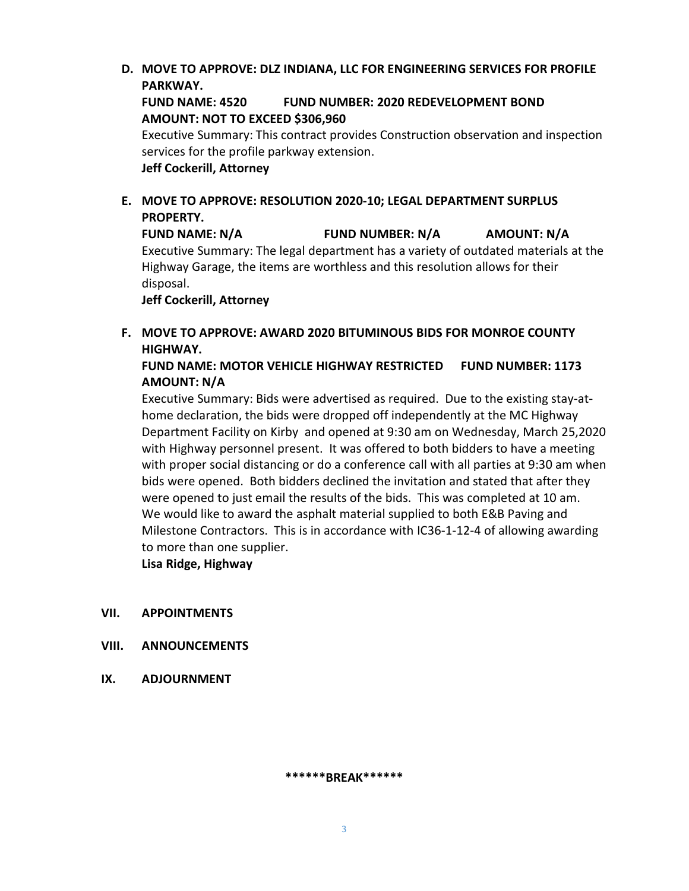**D. MOVE TO APPROVE: DLZ INDIANA, LLC FOR ENGINEERING SERVICES FOR PROFILE PARKWAY.**

**FUND NAME: 4520 FUND NUMBER: 2020 REDEVELOPMENT BOND**

**AMOUNT: NOT TO EXCEED $306,960**

Executive Summary: This contract provides Construction observation and inspection services for the profile parkway extension.

**Jeff Cockerill, Attorney**

**E. MOVE TO APPROVE: RESOLUTION 2020-10; LEGAL DEPARTMENT SURPLUS PROPERTY.**

**FUND NAME: N/A FUND NUMBER: N/A AMOUNT: N/A**

Executive Summary: The legal department has a variety of outdated materials at the Highway Garage, the items are worthless and this resolution allows for their disposal.

**Jeff Cockerill, Attorney**

**F. MOVE TO APPROVE: AWARD 2020 BITUMINOUS BIDS FOR MONROE COUNTY HIGHWAY.**

**FUND NAME: MOTOR VEHICLE HIGHWAY RESTRICTED FUND NUMBER: 1173**

**AMOUNT: N/A**

Executive Summary: Bids were advertised as required. Due to the existing stay-at-home declaration, the bids were dropped off independently at the MC Highway Department Facility on Kirby and opened at 9:30 am on Wednesday, March 25,2020 with Highway personnel present. It was offered to both bidders to have a meeting with proper social distancing or do a conference call with all parties at 9:30 am when bids were opened. Both bidders declined the invitation and stated that after they were opened to just email the results of the bids. This was completed at 10 am. We would like to award the asphalt material supplied to both E&B Paving and Milestone Contractors. This is in accordance with IC36-1-12-4 of allowing awarding to more than one supplier.

**Lisa Ridge, Highway**

## VII. APPOINTMENTS

## VIII. ANNOUNCEMENTS

## IX. ADJOURNMENT

**\*\*\*\*\*\*BREAK\*\*\*\*\*\***